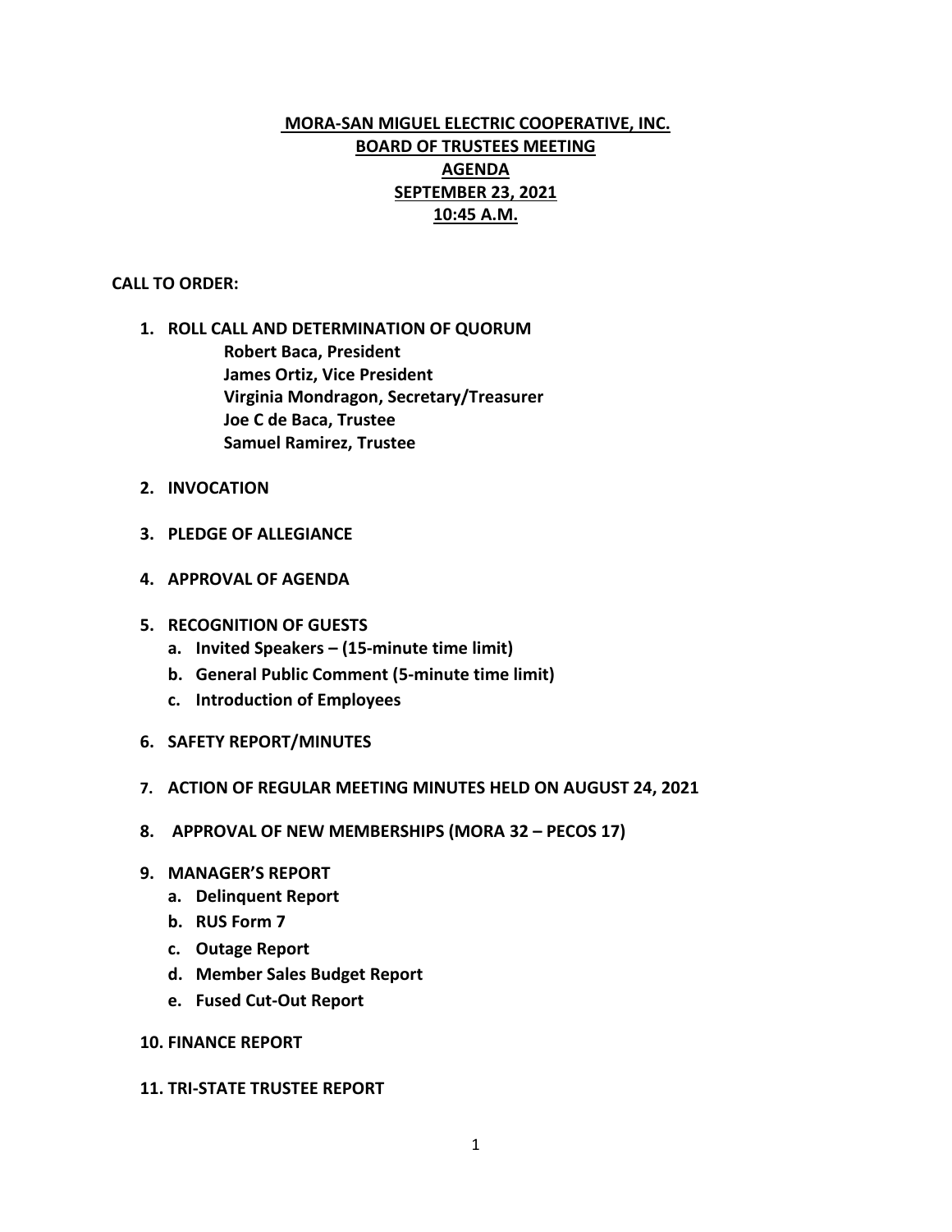# MORA-SAN MIGUEL ELECTRIC COOPERATIVE, INC.
## BOARD OF TRUSTEES MEETING
## AGENDA
## SEPTEMBER 23, 2021
## 10:45 A.M.

**CALL TO ORDER:**

1. **ROLL CALL AND DETERMINATION OF QUORUM**
   - **Robert Baca, President**
   - **James Ortiz, Vice President**
   - **Virginia Mondragon, Secretary/Treasurer**
   - **Joe C de Baca, Trustee**
   - **Samuel Ramirez, Trustee**

2. **INVOCATION**

3. **PLEDGE OF ALLEGIANCE**

4. **APPROVAL OF AGENDA**

5. **RECOGNITION OF GUESTS**
   a. **Invited Speakers – (15-minute time limit)**
   b. **General Public Comment (5-minute time limit)**
   c. **Introduction of Employees**

6. **SAFETY REPORT/MINUTES**

7. **ACTION OF REGULAR MEETING MINUTES HELD ON AUGUST 24, 2021**

8. **APPROVAL OF NEW MEMBERSHIPS (MORA 32 – PECOS 17)**

9. **MANAGER'S REPORT**
   a. **Delinquent Report**
   b. **RUS Form 7**
   c. **Outage Report**
   d. **Member Sales Budget Report**
   e. **Fused Cut-Out Report**

10. **FINANCE REPORT**

11. **TRI-STATE TRUSTEE REPORT**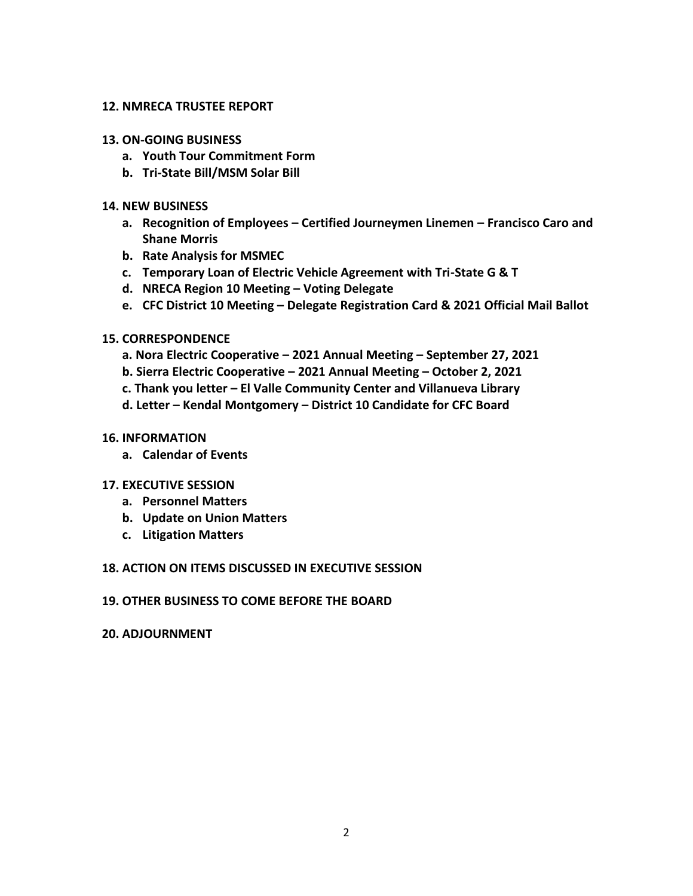**12. NMRECA TRUSTEE REPORT**

**13. ON-GOING BUSINESS**

- **a. Youth Tour Commitment Form**
- **b. Tri-State Bill/MSM Solar Bill**

**14. NEW BUSINESS**

- **a. Recognition of Employees – Certified Journeymen Linemen – Francisco Caro and Shane Morris**
- **b. Rate Analysis for MSMEC**
- **c. Temporary Loan of Electric Vehicle Agreement with Tri-State G & T**
- **d. NRECA Region 10 Meeting – Voting Delegate**
- **e. CFC District 10 Meeting – Delegate Registration Card & 2021 Official Mail Ballot**

**15. CORRESPONDENCE**

- **a. Nora Electric Cooperative – 2021 Annual Meeting – September 27, 2021**
- **b. Sierra Electric Cooperative – 2021 Annual Meeting – October 2, 2021**
- **c. Thank you letter – El Valle Community Center and Villanueva Library**
- **d. Letter – Kendal Montgomery – District 10 Candidate for CFC Board**

**16. INFORMATION**

- **a. Calendar of Events**

**17. EXECUTIVE SESSION**

- **a. Personnel Matters**
- **b. Update on Union Matters**
- **c. Litigation Matters**

**18. ACTION ON ITEMS DISCUSSED IN EXECUTIVE SESSION**

**19. OTHER BUSINESS TO COME BEFORE THE BOARD**

**20. ADJOURNMENT**